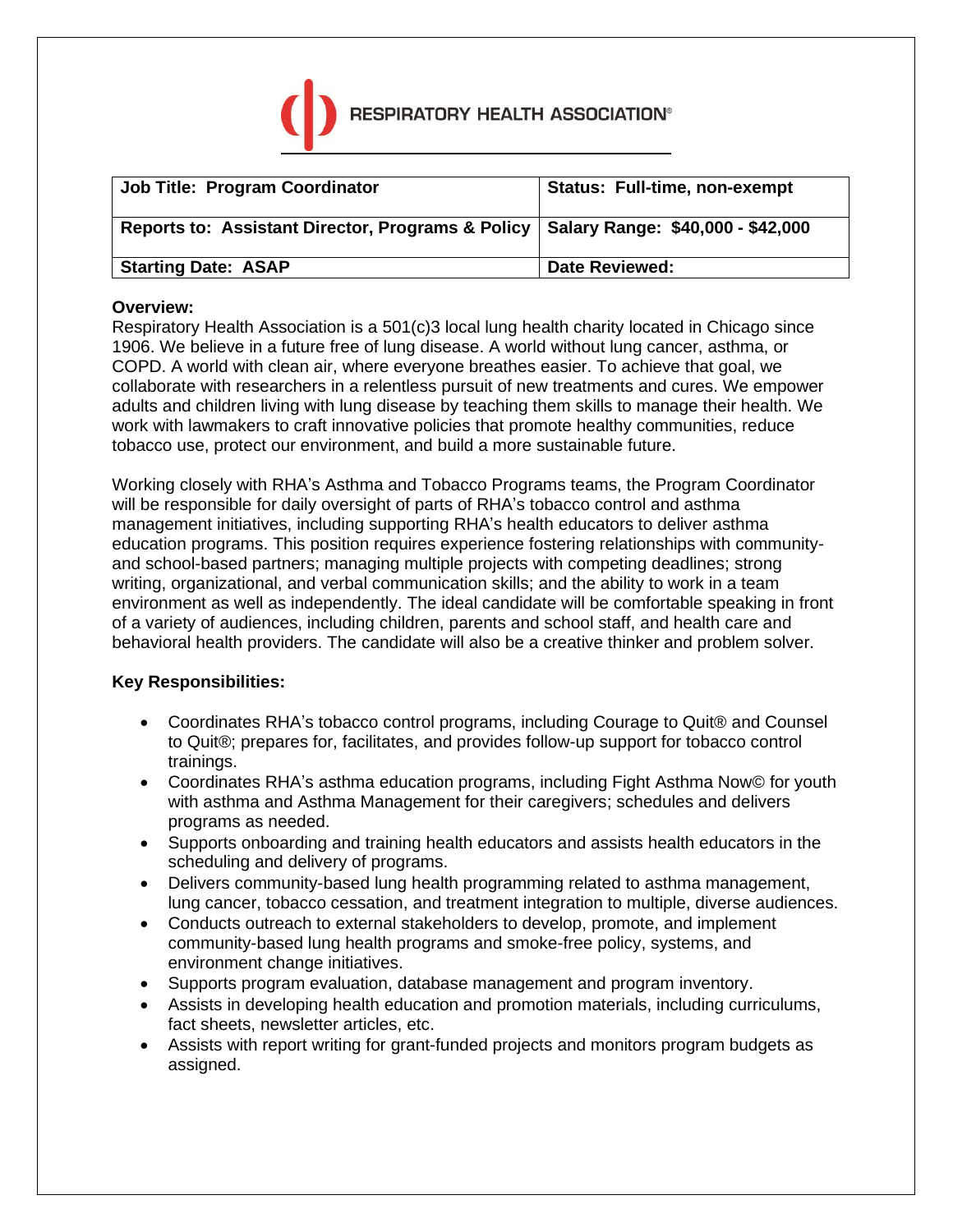RESPIRATORY HEALTH ASSOCIATION®

| | |
|---|---|
| **Job Title: Program Coordinator** | **Status: Full-time, non-exempt** |
| **Reports to: Assistant Director, Programs & Policy** | **Salary Range: $40,000 - $42,000** |
| **Starting Date: ASAP** | **Date Reviewed:** |

**Overview:**

Respiratory Health Association is a 501(c)3 local lung health charity located in Chicago since 1906. We believe in a future free of lung disease. A world without lung cancer, asthma, or COPD. A world with clean air, where everyone breathes easier. To achieve that goal, we collaborate with researchers in a relentless pursuit of new treatments and cures. We empower adults and children living with lung disease by teaching them skills to manage their health. We work with lawmakers to craft innovative policies that promote healthy communities, reduce tobacco use, protect our environment, and build a more sustainable future.

Working closely with RHA's Asthma and Tobacco Programs teams, the Program Coordinator will be responsible for daily oversight of parts of RHA's tobacco control and asthma management initiatives, including supporting RHA's health educators to deliver asthma education programs. This position requires experience fostering relationships with community- and school-based partners; managing multiple projects with competing deadlines; strong writing, organizational, and verbal communication skills; and the ability to work in a team environment as well as independently. The ideal candidate will be comfortable speaking in front of a variety of audiences, including children, parents and school staff, and health care and behavioral health providers. The candidate will also be a creative thinker and problem solver.

**Key Responsibilities:**

- Coordinates RHA's tobacco control programs, including Courage to Quit® and Counsel to Quit®; prepares for, facilitates, and provides follow-up support for tobacco control trainings.
- Coordinates RHA's asthma education programs, including Fight Asthma Now© for youth with asthma and Asthma Management for their caregivers; schedules and delivers programs as needed.
- Supports onboarding and training health educators and assists health educators in the scheduling and delivery of programs.
- Delivers community-based lung health programming related to asthma management, lung cancer, tobacco cessation, and treatment integration to multiple, diverse audiences.
- Conducts outreach to external stakeholders to develop, promote, and implement community-based lung health programs and smoke-free policy, systems, and environment change initiatives.
- Supports program evaluation, database management and program inventory.
- Assists in developing health education and promotion materials, including curriculums, fact sheets, newsletter articles, etc.
- Assists with report writing for grant-funded projects and monitors program budgets as assigned.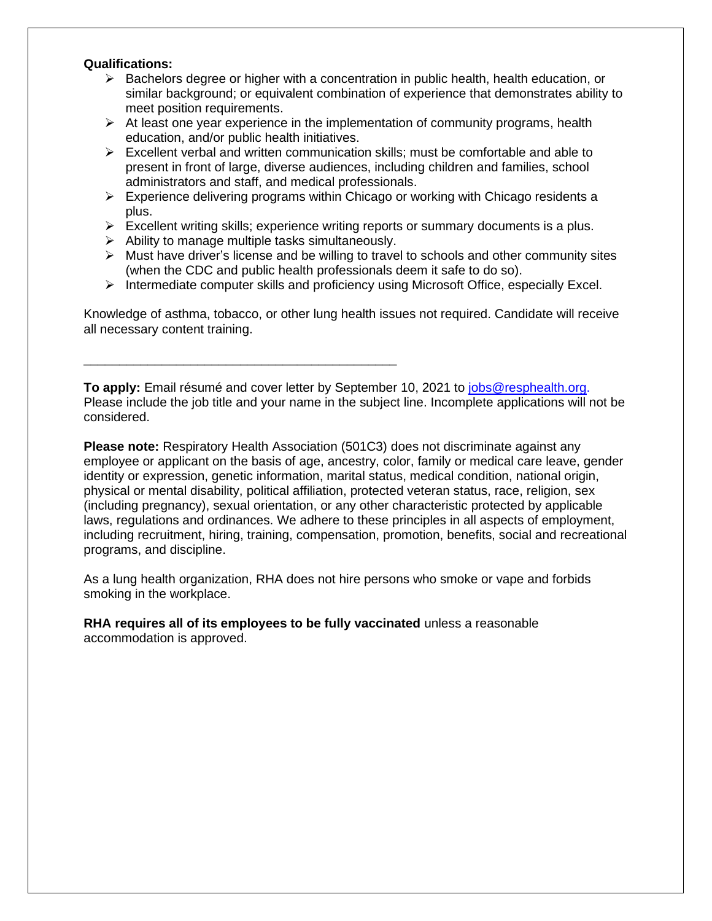**Qualifications:**

- Bachelors degree or higher with a concentration in public health, health education, or similar background; or equivalent combination of experience that demonstrates ability to meet position requirements.
- At least one year experience in the implementation of community programs, health education, and/or public health initiatives.
- Excellent verbal and written communication skills; must be comfortable and able to present in front of large, diverse audiences, including children and families, school administrators and staff, and medical professionals.
- Experience delivering programs within Chicago or working with Chicago residents a plus.
- Excellent writing skills; experience writing reports or summary documents is a plus.
- Ability to manage multiple tasks simultaneously.
- Must have driver's license and be willing to travel to schools and other community sites (when the CDC and public health professionals deem it safe to do so).
- Intermediate computer skills and proficiency using Microsoft Office, especially Excel.

Knowledge of asthma, tobacco, or other lung health issues not required. Candidate will receive all necessary content training.

---

**To apply:** Email résumé and cover letter by September 10, 2021 to jobs@resphealth.org. Please include the job title and your name in the subject line. Incomplete applications will not be considered.

**Please note:** Respiratory Health Association (501C3) does not discriminate against any employee or applicant on the basis of age, ancestry, color, family or medical care leave, gender identity or expression, genetic information, marital status, medical condition, national origin, physical or mental disability, political affiliation, protected veteran status, race, religion, sex (including pregnancy), sexual orientation, or any other characteristic protected by applicable laws, regulations and ordinances. We adhere to these principles in all aspects of employment, including recruitment, hiring, training, compensation, promotion, benefits, social and recreational programs, and discipline.

As a lung health organization, RHA does not hire persons who smoke or vape and forbids smoking in the workplace.

**RHA requires all of its employees to be fully vaccinated** unless a reasonable accommodation is approved.